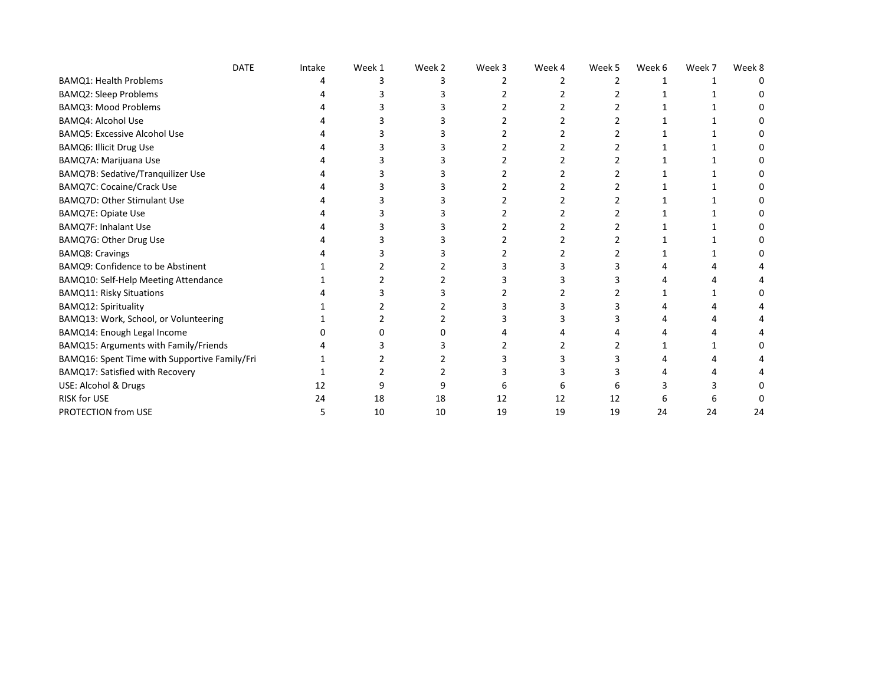| DATE | Intake | Week 1 | Week 2 | Week 3 | Week 4 | Week 5 | Week 6 | Week 7 | Week 8 |
|---|---|---|---|---|---|---|---|---|---|
| BAMQ1: Health Problems | 4 | 3 | 3 | 2 | 2 | 2 | 1 | 1 | 0 |
| BAMQ2: Sleep Problems | 4 | 3 | 3 | 2 | 2 | 2 | 1 | 1 | 0 |
| BAMQ3: Mood Problems | 4 | 3 | 3 | 2 | 2 | 2 | 1 | 1 | 0 |
| BAMQ4: Alcohol Use | 4 | 3 | 3 | 2 | 2 | 2 | 1 | 1 | 0 |
| BAMQ5: Excessive Alcohol Use | 4 | 3 | 3 | 2 | 2 | 2 | 1 | 1 | 0 |
| BAMQ6: Illicit Drug Use | 4 | 3 | 3 | 2 | 2 | 2 | 1 | 1 | 0 |
| BAMQ7A: Marijuana Use | 4 | 3 | 3 | 2 | 2 | 2 | 1 | 1 | 0 |
| BAMQ7B: Sedative/Tranquilizer Use | 4 | 3 | 3 | 2 | 2 | 2 | 1 | 1 | 0 |
| BAMQ7C: Cocaine/Crack Use | 4 | 3 | 3 | 2 | 2 | 2 | 1 | 1 | 0 |
| BAMQ7D: Other Stimulant Use | 4 | 3 | 3 | 2 | 2 | 2 | 1 | 1 | 0 |
| BAMQ7E: Opiate Use | 4 | 3 | 3 | 2 | 2 | 2 | 1 | 1 | 0 |
| BAMQ7F: Inhalant Use | 4 | 3 | 3 | 2 | 2 | 2 | 1 | 1 | 0 |
| BAMQ7G: Other Drug Use | 4 | 3 | 3 | 2 | 2 | 2 | 1 | 1 | 0 |
| BAMQ8: Cravings | 4 | 3 | 3 | 2 | 2 | 2 | 1 | 1 | 0 |
| BAMQ9: Confidence to be Abstinent | 1 | 2 | 2 | 3 | 3 | 3 | 4 | 4 | 4 |
| BAMQ10: Self-Help Meeting Attendance | 1 | 2 | 2 | 3 | 3 | 3 | 4 | 4 | 4 |
| BAMQ11: Risky Situations | 4 | 3 | 3 | 2 | 2 | 2 | 1 | 1 | 0 |
| BAMQ12: Spirituality | 1 | 2 | 2 | 3 | 3 | 3 | 4 | 4 | 4 |
| BAMQ13: Work, School, or Volunteering | 1 | 2 | 2 | 3 | 3 | 3 | 4 | 4 | 4 |
| BAMQ14: Enough Legal Income | 0 | 0 | 0 | 4 | 4 | 4 | 4 | 4 | 4 |
| BAMQ15: Arguments with Family/Friends | 4 | 3 | 3 | 2 | 2 | 2 | 1 | 1 | 0 |
| BAMQ16: Spent Time with Supportive Family/Fri | 1 | 2 | 2 | 3 | 3 | 3 | 4 | 4 | 4 |
| BAMQ17: Satisfied with Recovery | 1 | 2 | 2 | 3 | 3 | 3 | 4 | 4 | 4 |
| USE: Alcohol & Drugs | 12 | 9 | 9 | 6 | 6 | 6 | 3 | 3 | 0 |
| RISK for USE | 24 | 18 | 18 | 12 | 12 | 12 | 6 | 6 | 0 |
| PROTECTION from USE | 5 | 10 | 10 | 19 | 19 | 19 | 24 | 24 | 24 |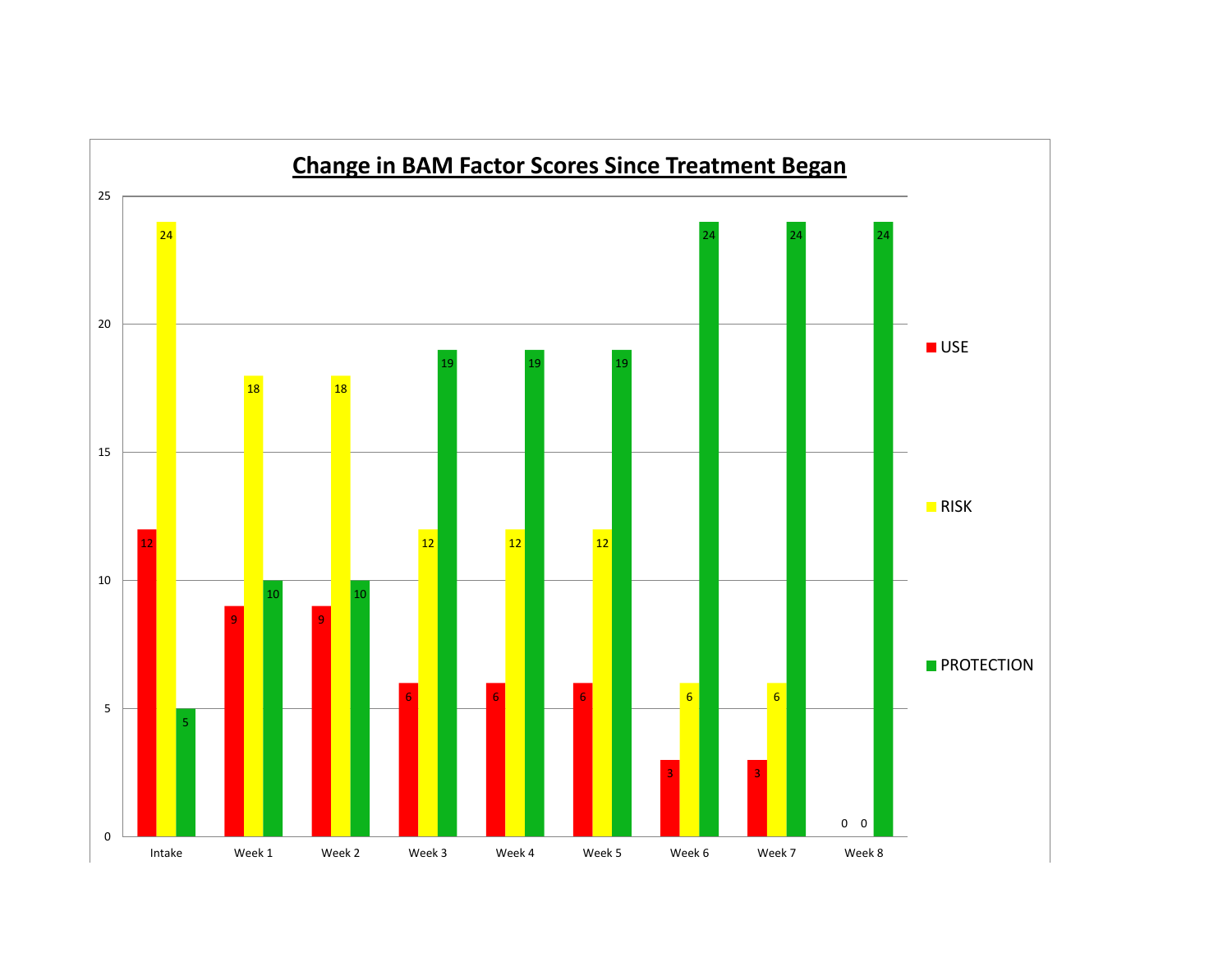## Change in BAM Factor Scores Since Treatment Began

| | USE | RISK | PROTECTION |
|---|---|---|---|
| Intake | 12 | 24 | 5 |
| Week 1 | 9 | 18 | 10 |
| Week 2 | 9 | 18 | 10 |
| Week 3 | 6 | 12 | 19 |
| Week 4 | 6 | 12 | 19 |
| Week 5 | 6 | 12 | 19 |
| Week 6 | 3 | 6 | 24 |
| Week 7 | 3 | 6 | 24 |
| Week 8 | 0 | 0 | 24 |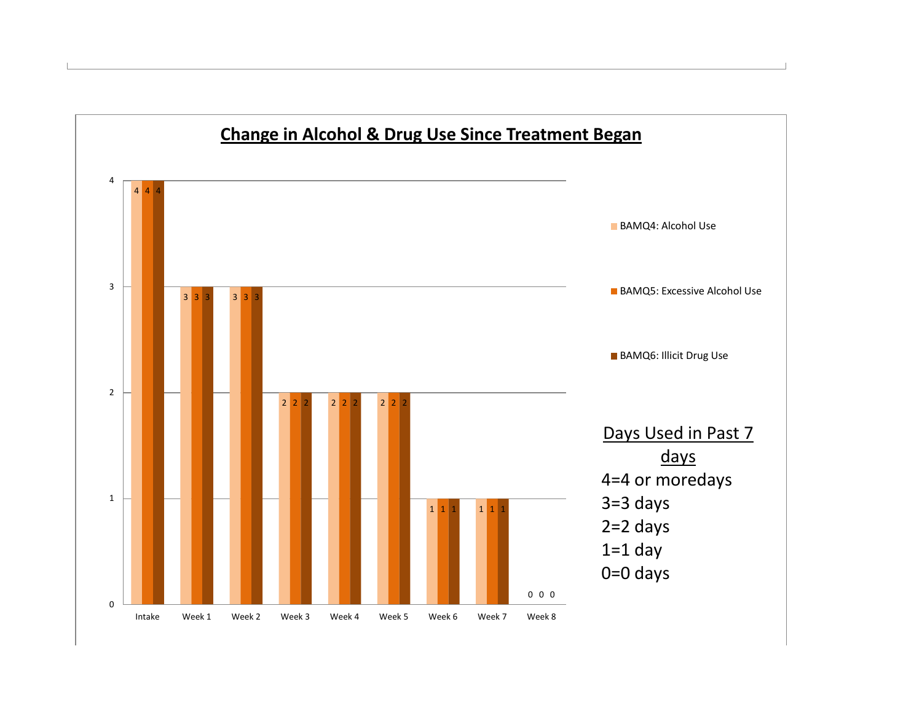## Change in Alcohol & Drug Use Since Treatment Began

| | BAMQ4: Alcohol Use | BAMQ5: Excessive Alcohol Use | BAMQ6: Illicit Drug Use |
|---|---|---|---|
| Intake | 4 | 4 | 4 |
| Week 1 | 3 | 3 | 3 |
| Week 2 | 3 | 3 | 3 |
| Week 3 | 2 | 2 | 2 |
| Week 4 | 2 | 2 | 2 |
| Week 5 | 2 | 2 | 2 |
| Week 6 | 1 | 1 | 1 |
| Week 7 | 1 | 1 | 1 |
| Week 8 | 0 | 0 | 0 |

**Days Used in Past 7 days**

4=4 or moredays
3=3 days
2=2 days
1=1 day
0=0 days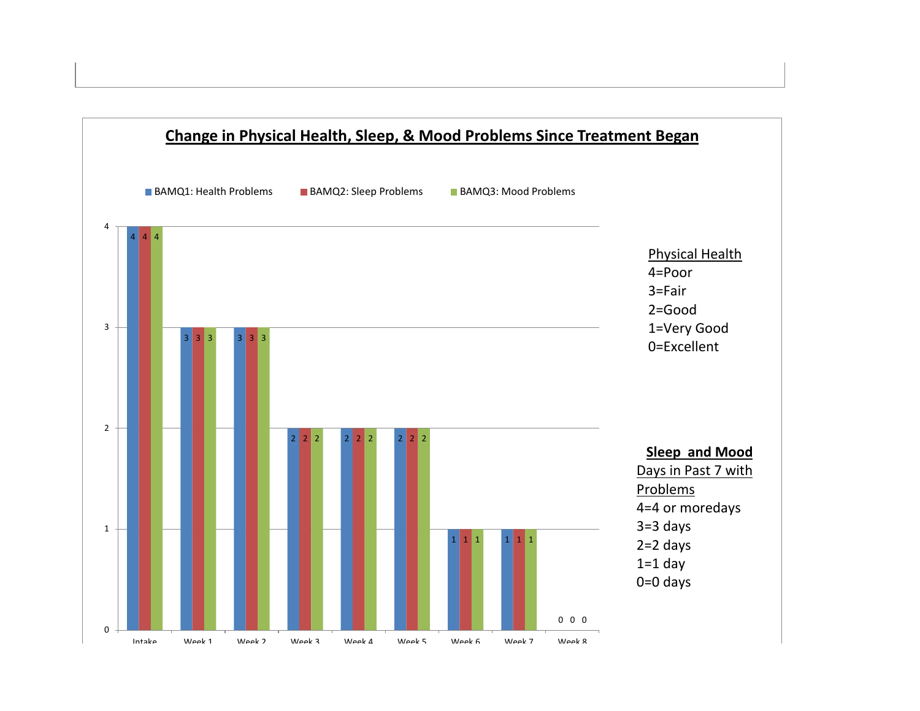## Change in Physical Health, Sleep, & Mood Problems Since Treatment Began

| | BAMQ1: Health Problems | BAMQ2: Sleep Problems | BAMQ3: Mood Problems |
|---|---|---|---|
| Intake | 4 | 4 | 4 |
| Week 1 | 3 | 3 | 3 |
| Week 2 | 3 | 3 | 3 |
| Week 3 | 2 | 2 | 2 |
| Week 4 | 2 | 2 | 2 |
| Week 5 | 2 | 2 | 2 |
| Week 6 | 1 | 1 | 1 |
| Week 7 | 1 | 1 | 1 |
| Week 8 | 0 | 0 | 0 |

Physical Health
4=Poor
3=Fair
2=Good
1=Very Good
0=Excellent

**Sleep and Mood**
Days in Past 7 with Problems
4=4 or moredays
3=3 days
2=2 days
1=1 day
0=0 days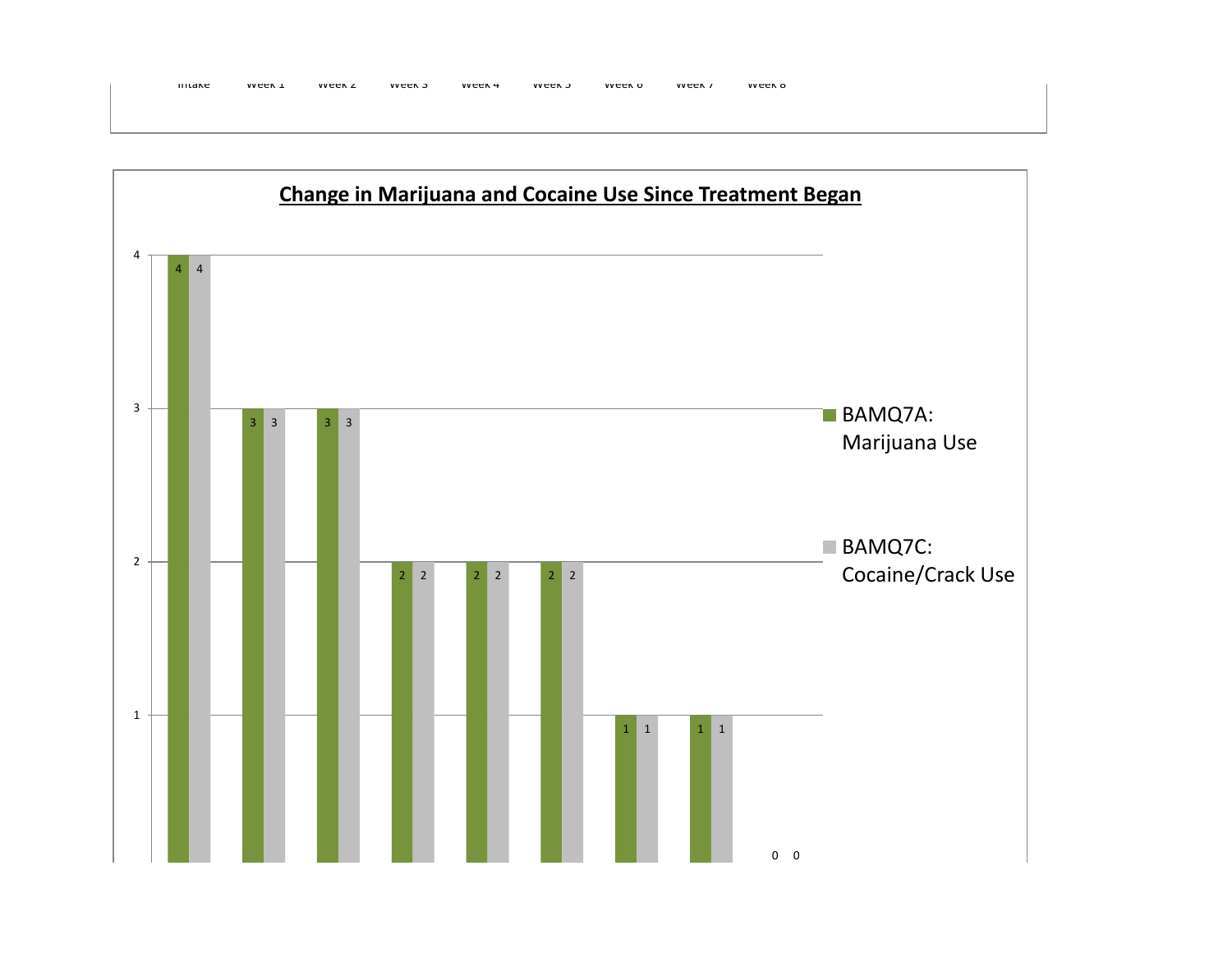Intake Week 1 Week 2 Week 3 Week 4 Week 5 Week 6 Week 7 Week 8

**Change in Marijuana and Cocaine Use Since Treatment Began**

| | Intake | Week 1 | Week 2 | Week 3 | Week 4 | Week 5 | Week 6 | Week 7 | Week 8 |
|---|---|---|---|---|---|---|---|---|---|
| BAMQ7A: Marijuana Use | 4 | 3 | 3 | 2 | 2 | 2 | 1 | 1 | 0 |
| BAMQ7C: Cocaine/Crack Use | 4 | 3 | 3 | 2 | 2 | 2 | 1 | 1 | 0 |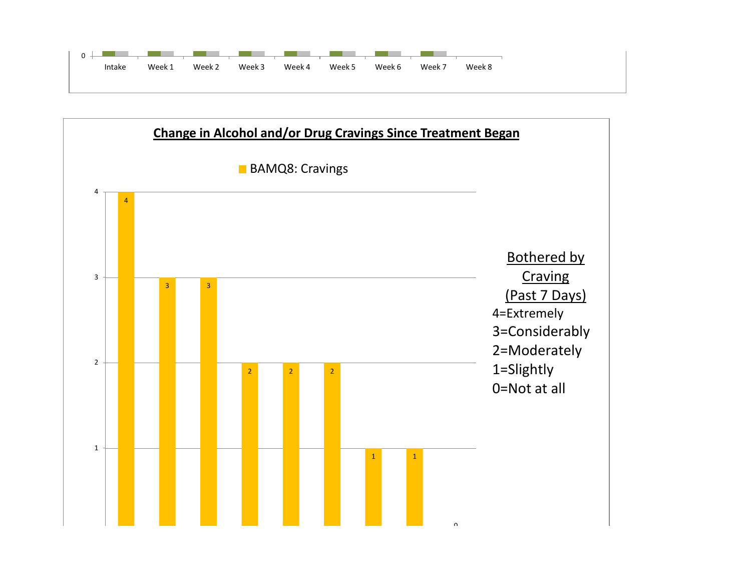| | Intake | Week 1 | Week 2 | Week 3 | Week 4 | Week 5 | Week 6 | Week 7 | Week 8 |
|---|---|---|---|---|---|---|---|---|---|

## Change in Alcohol and/or Drug Cravings Since Treatment Began

BAMQ8: Cravings

| | Intake | Week 1 | Week 2 | Week 3 | Week 4 | Week 5 | Week 6 | Week 7 | Week 8 |
|---|---|---|---|---|---|---|---|---|---|
| BAMQ8: Cravings | 4 | 3 | 3 | 2 | 2 | 2 | 1 | 1 | 0 |

**Bothered by Craving (Past 7 Days)**

4=Extremely
3=Considerably
2=Moderately
1=Slightly
0=Not at all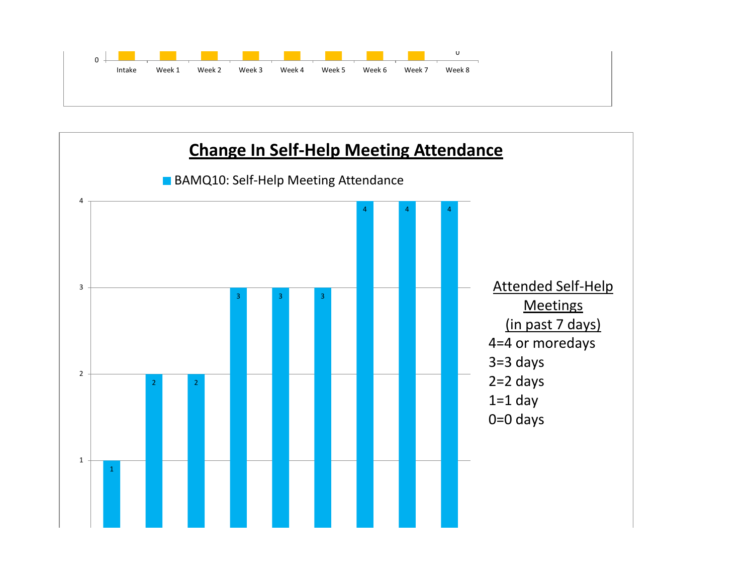| | Intake | Week 1 | Week 2 | Week 3 | Week 4 | Week 5 | Week 6 | Week 7 | Week 8 |
|---|---|---|---|---|---|---|---|---|---|
| | | | | | | | | | 0 |

## Change In Self-Help Meeting Attendance

BAMQ10: Self-Help Meeting Attendance

| | Intake | Week 1 | Week 2 | Week 3 | Week 4 | Week 5 | Week 6 | Week 7 | Week 8 |
|---|---|---|---|---|---|---|---|---|---|
| BAMQ10: Self-Help Meeting Attendance | 1 | 2 | 2 | 3 | 3 | 3 | 4 | 4 | 4 |

Attended Self-Help Meetings (in past 7 days)

4=4 or moredays
3=3 days
2=2 days
1=1 day
0=0 days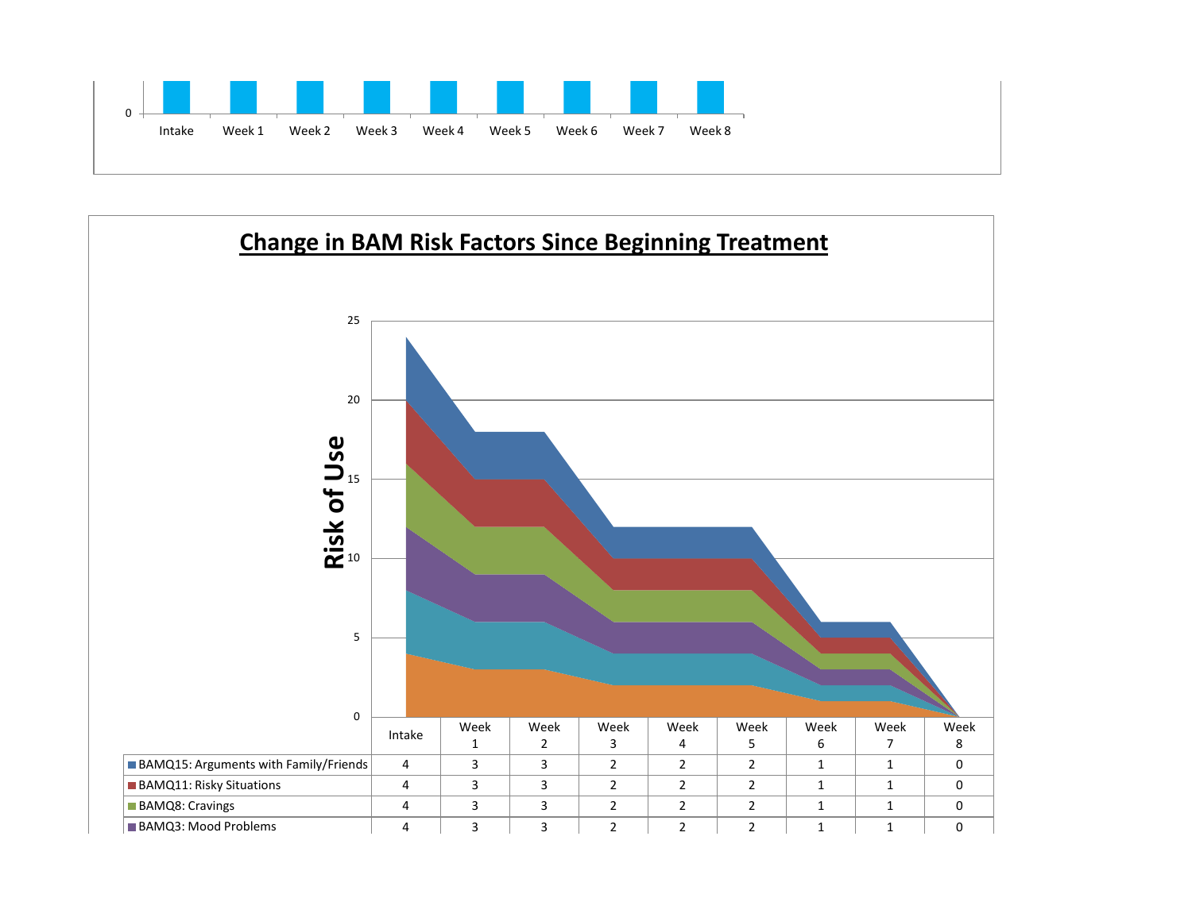| | Intake | Week 1 | Week 2 | Week 3 | Week 4 | Week 5 | Week 6 | Week 7 | Week 8 |
|---|---|---|---|---|---|---|---|---|---|
| 0 | | | | | | | | | |

## Change in BAM Risk Factors Since Beginning Treatment

Risk of Use

| | Intake | Week 1 | Week 2 | Week 3 | Week 4 | Week 5 | Week 6 | Week 7 | Week 8 |
|---|---|---|---|---|---|---|---|---|---|
| BAMQ15: Arguments with Family/Friends | 4 | 3 | 3 | 2 | 2 | 2 | 1 | 1 | 0 |
| BAMQ11: Risky Situations | 4 | 3 | 3 | 2 | 2 | 2 | 1 | 1 | 0 |
| BAMQ8: Cravings | 4 | 3 | 3 | 2 | 2 | 2 | 1 | 1 | 0 |
| BAMQ3: Mood Problems | 4 | 3 | 3 | 2 | 2 | 2 | 1 | 1 | 0 |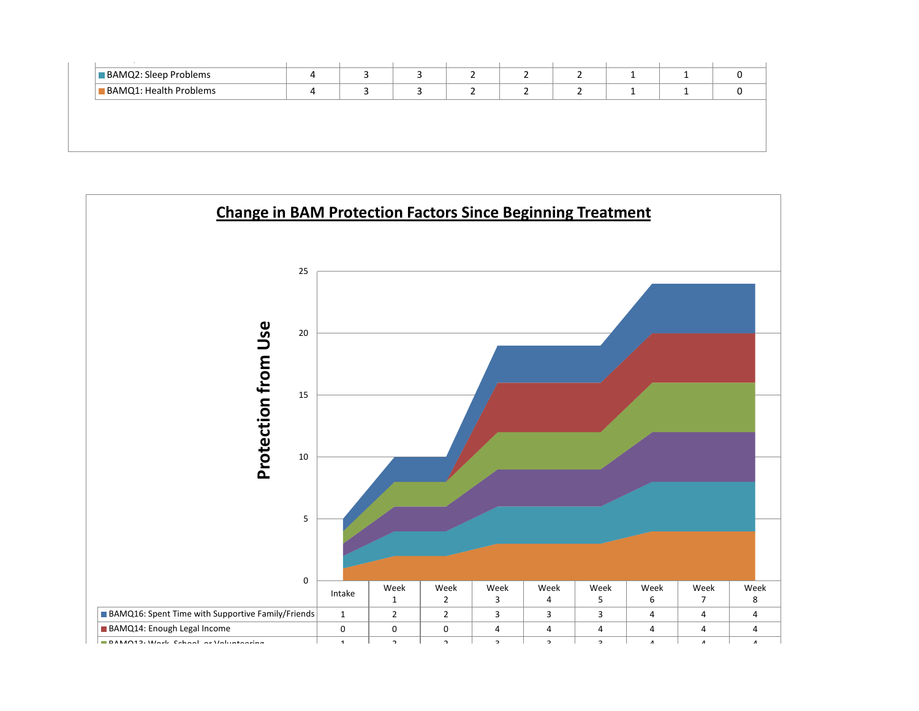| | | | | | | | | | |
|---|---|---|---|---|---|---|---|---|---|
| BAMQ2: Sleep Problems | 4 | 3 | 3 | 2 | 2 | 2 | 1 | 1 | 0 |
| BAMQ1: Health Problems | 4 | 3 | 3 | 2 | 2 | 2 | 1 | 1 | 0 |

**Change in BAM Protection Factors Since Beginning Treatment**

Protection from Use

| | Intake | Week 1 | Week 2 | Week 3 | Week 4 | Week 5 | Week 6 | Week 7 | Week 8 |
|---|---|---|---|---|---|---|---|---|---|
| BAMQ16: Spent Time with Supportive Family/Friends | 1 | 2 | 2 | 3 | 3 | 3 | 4 | 4 | 4 |
| BAMQ14: Enough Legal Income | 0 | 0 | 0 | 4 | 4 | 4 | 4 | 4 | 4 |
| BAMQ13: Work, School, or Volunteering | 1 | 2 | 2 | 3 | 3 | 3 | 4 | 4 | 4 |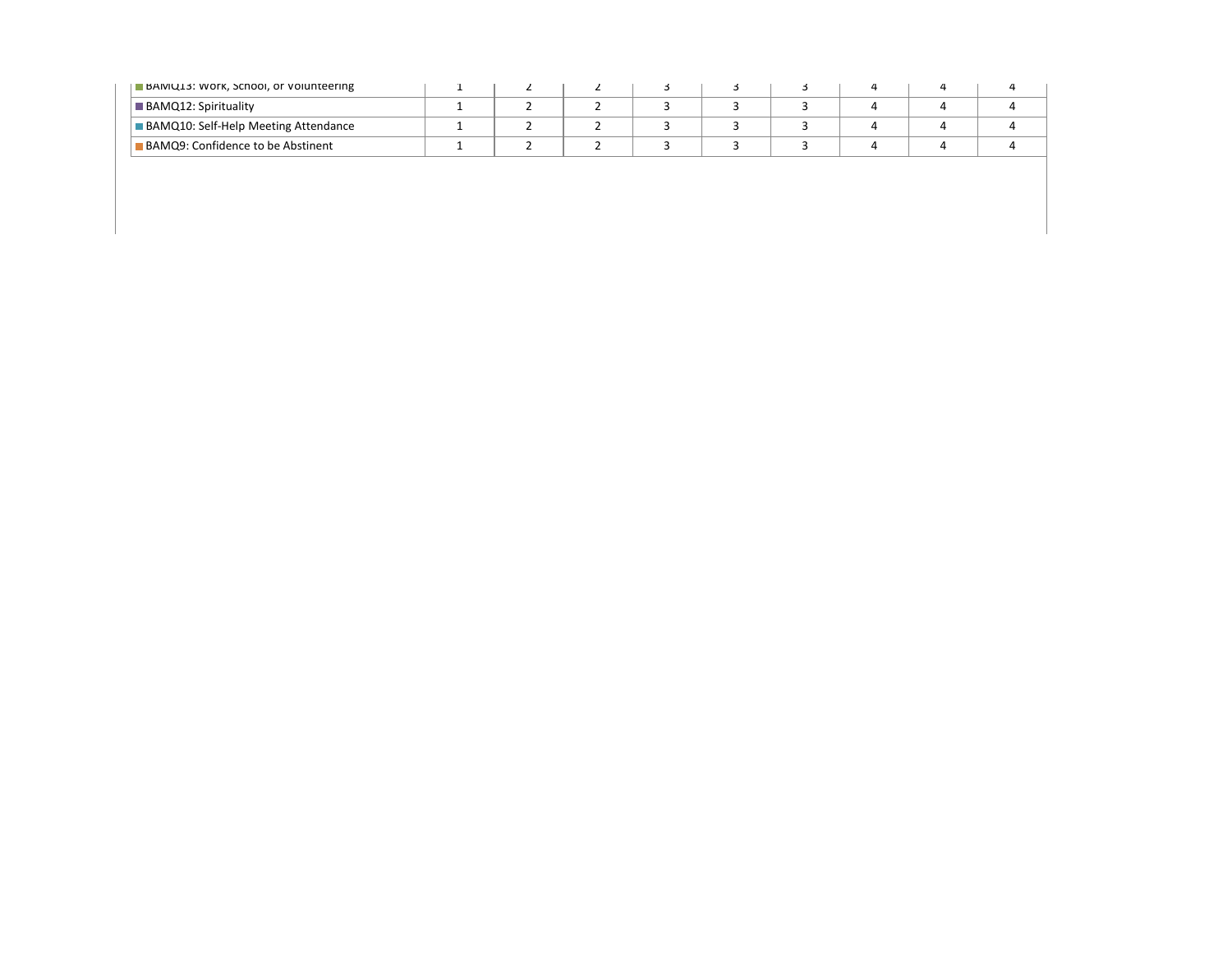| | | | | | | | | | |
|---|---|---|---|---|---|---|---|---|---|
| BAMQ13: Work, School, or Volunteering | 1 | 2 | 2 | 3 | 3 | 3 | 4 | 4 | 4 |
| BAMQ12: Spirituality | 1 | 2 | 2 | 3 | 3 | 3 | 4 | 4 | 4 |
| BAMQ10: Self-Help Meeting Attendance | 1 | 2 | 2 | 3 | 3 | 3 | 4 | 4 | 4 |
| BAMQ9: Confidence to be Abstinent | 1 | 2 | 2 | 3 | 3 | 3 | 4 | 4 | 4 |